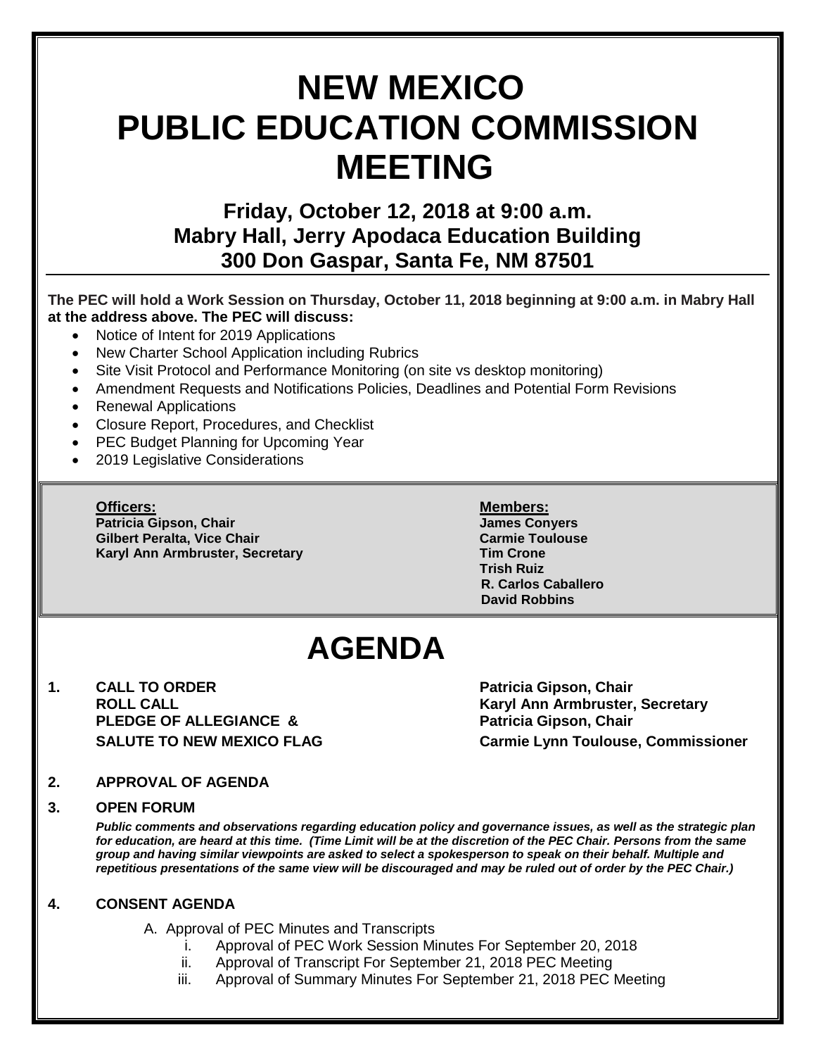# NEW MEXICO PUBLIC EDUCATION COMMISSION MEETING

## Friday, October 12, 2018 at 9:00 a.m.
## Mabry Hall, Jerry Apodaca Education Building
## 300 Don Gaspar, Santa Fe, NM 87501

**The PEC will hold a Work Session on Thursday, October 11, 2018 beginning at 9:00 a.m. in Mabry Hall at the address above. The PEC will discuss:**

- Notice of Intent for 2019 Applications
- New Charter School Application including Rubrics
- Site Visit Protocol and Performance Monitoring (on site vs desktop monitoring)
- Amendment Requests and Notifications Policies, Deadlines and Potential Form Revisions
- Renewal Applications
- Closure Report, Procedures, and Checklist
- PEC Budget Planning for Upcoming Year
- 2019 Legislative Considerations

**Officers:**
**Patricia Gipson, Chair**
**Gilbert Peralta, Vice Chair**
**Karyl Ann Armbruster, Secretary**

**Members:**
**James Conyers**
**Carmie Toulouse**
**Tim Crone**
**Trish Ruiz**
**R. Carlos Caballero**
**David Robbins**

# AGENDA

**1. CALL TO ORDER** — **Patricia Gipson, Chair**
**ROLL CALL** — **Karyl Ann Armbruster, Secretary**
**PLEDGE OF ALLEGIANCE &** — **Patricia Gipson, Chair**
**SALUTE TO NEW MEXICO FLAG** — **Carmie Lynn Toulouse, Commissioner**

**2. APPROVAL OF AGENDA**

**3. OPEN FORUM**

***Public comments and observations regarding education policy and governance issues, as well as the strategic plan for education, are heard at this time. (Time Limit will be at the discretion of the PEC Chair. Persons from the same group and having similar viewpoints are asked to select a spokesperson to speak on their behalf. Multiple and repetitious presentations of the same view will be discouraged and may be ruled out of order by the PEC Chair.)***

**4. CONSENT AGENDA**

A. Approval of PEC Minutes and Transcripts
   i. Approval of PEC Work Session Minutes For September 20, 2018
   ii. Approval of Transcript For September 21, 2018 PEC Meeting
   iii. Approval of Summary Minutes For September 21, 2018 PEC Meeting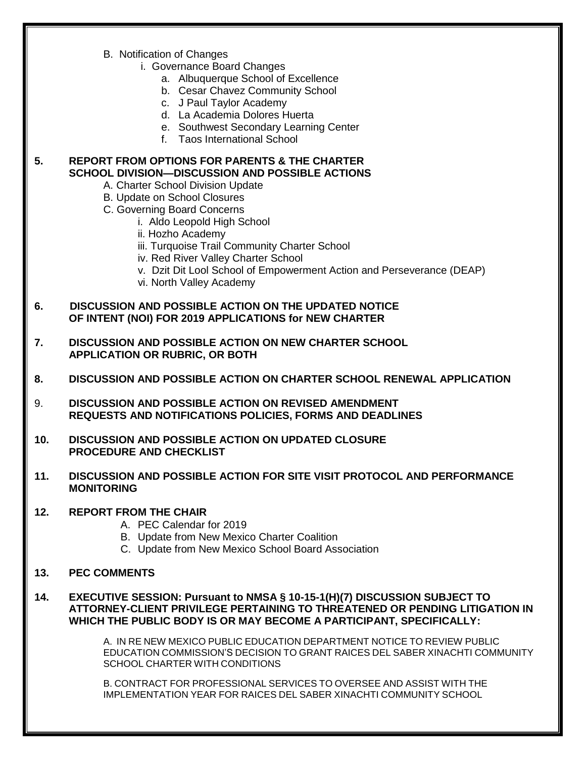B. Notification of Changes
   - i. Governance Board Changes
     - a. Albuquerque School of Excellence
     - b. Cesar Chavez Community School
     - c. J Paul Taylor Academy
     - d. La Academia Dolores Huerta
     - e. Southwest Secondary Learning Center
     - f. Taos International School

**5. REPORT FROM OPTIONS FOR PARENTS & THE CHARTER SCHOOL DIVISION—DISCUSSION AND POSSIBLE ACTIONS**

A. Charter School Division Update

B. Update on School Closures

C. Governing Board Concerns
   - i. Aldo Leopold High School
   - ii. Hozho Academy
   - iii. Turquoise Trail Community Charter School
   - iv. Red River Valley Charter School
   - v. Dzit Dit Lool School of Empowerment Action and Perseverance (DEAP)
   - vi. North Valley Academy

**6. DISCUSSION AND POSSIBLE ACTION ON THE UPDATED NOTICE OF INTENT (NOI) FOR 2019 APPLICATIONS for NEW CHARTER**

**7. DISCUSSION AND POSSIBLE ACTION ON NEW CHARTER SCHOOL APPLICATION OR RUBRIC, OR BOTH**

**8. DISCUSSION AND POSSIBLE ACTION ON CHARTER SCHOOL RENEWAL APPLICATION**

9. **DISCUSSION AND POSSIBLE ACTION ON REVISED AMENDMENT REQUESTS AND NOTIFICATIONS POLICIES, FORMS AND DEADLINES**

**10. DISCUSSION AND POSSIBLE ACTION ON UPDATED CLOSURE PROCEDURE AND CHECKLIST**

**11. DISCUSSION AND POSSIBLE ACTION FOR SITE VISIT PROTOCOL AND PERFORMANCE MONITORING**

**12. REPORT FROM THE CHAIR**

A. PEC Calendar for 2019

B. Update from New Mexico Charter Coalition

C. Update from New Mexico School Board Association

**13. PEC COMMENTS**

**14. EXECUTIVE SESSION: Pursuant to NMSA § 10-15-1(H)(7) DISCUSSION SUBJECT TO ATTORNEY-CLIENT PRIVILEGE PERTAINING TO THREATENED OR PENDING LITIGATION IN WHICH THE PUBLIC BODY IS OR MAY BECOME A PARTICIPANT, SPECIFICALLY:**

A. IN RE NEW MEXICO PUBLIC EDUCATION DEPARTMENT NOTICE TO REVIEW PUBLIC EDUCATION COMMISSION'S DECISION TO GRANT RAICES DEL SABER XINACHTI COMMUNITY SCHOOL CHARTER WITH CONDITIONS

B. CONTRACT FOR PROFESSIONAL SERVICES TO OVERSEE AND ASSIST WITH THE IMPLEMENTATION YEAR FOR RAICES DEL SABER XINACHTI COMMUNITY SCHOOL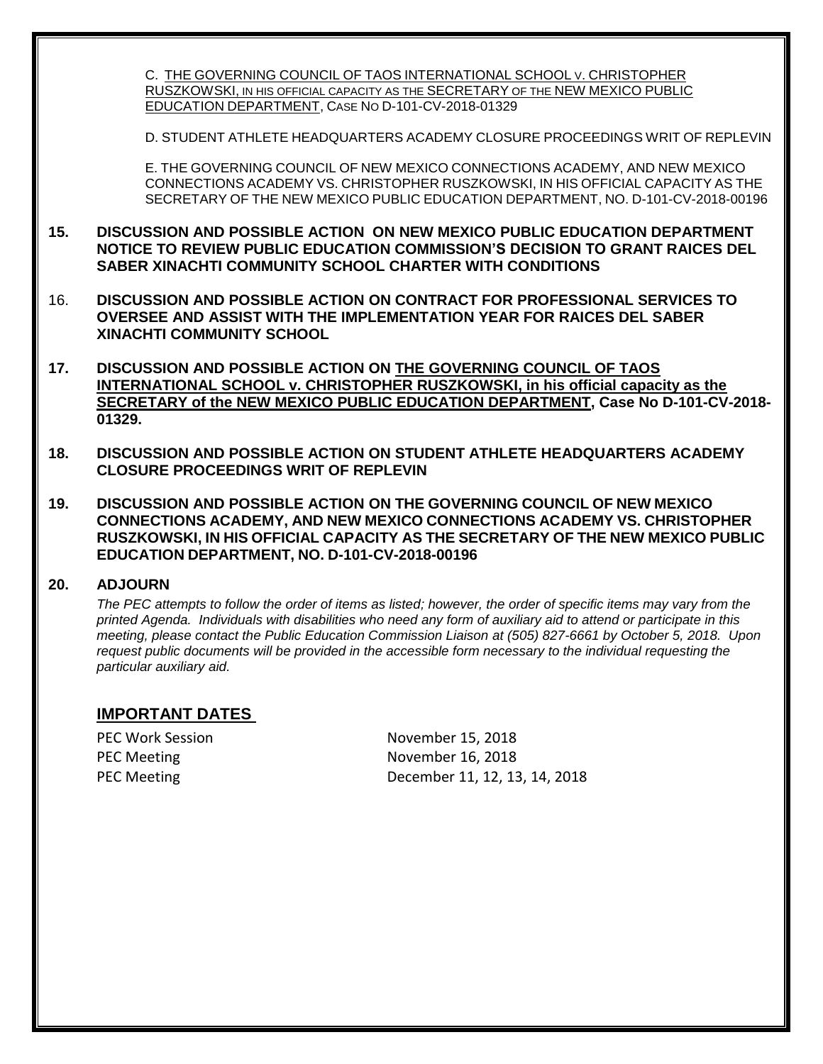C. <u>THE GOVERNING COUNCIL OF TAOS INTERNATIONAL SCHOOL v. CHRISTOPHER RUSZKOWSKI, IN HIS OFFICIAL CAPACITY AS THE SECRETARY OF THE NEW MEXICO PUBLIC EDUCATION DEPARTMENT</u>, CASE NO D-101-CV-2018-01329

D. STUDENT ATHLETE HEADQUARTERS ACADEMY CLOSURE PROCEEDINGS WRIT OF REPLEVIN

E. THE GOVERNING COUNCIL OF NEW MEXICO CONNECTIONS ACADEMY, AND NEW MEXICO CONNECTIONS ACADEMY VS. CHRISTOPHER RUSZKOWSKI, IN HIS OFFICIAL CAPACITY AS THE SECRETARY OF THE NEW MEXICO PUBLIC EDUCATION DEPARTMENT, NO. D-101-CV-2018-00196

**15. DISCUSSION AND POSSIBLE ACTION ON NEW MEXICO PUBLIC EDUCATION DEPARTMENT NOTICE TO REVIEW PUBLIC EDUCATION COMMISSION'S DECISION TO GRANT RAICES DEL SABER XINACHTI COMMUNITY SCHOOL CHARTER WITH CONDITIONS**

16. **DISCUSSION AND POSSIBLE ACTION ON CONTRACT FOR PROFESSIONAL SERVICES TO OVERSEE AND ASSIST WITH THE IMPLEMENTATION YEAR FOR RAICES DEL SABER XINACHTI COMMUNITY SCHOOL**

**17. DISCUSSION AND POSSIBLE ACTION ON <u>THE GOVERNING COUNCIL OF TAOS INTERNATIONAL SCHOOL v. CHRISTOPHER RUSZKOWSKI, in his official capacity as the SECRETARY of the NEW MEXICO PUBLIC EDUCATION DEPARTMENT</u>, Case No D-101-CV-2018-01329.**

**18. DISCUSSION AND POSSIBLE ACTION ON STUDENT ATHLETE HEADQUARTERS ACADEMY CLOSURE PROCEEDINGS WRIT OF REPLEVIN**

**19. DISCUSSION AND POSSIBLE ACTION ON THE GOVERNING COUNCIL OF NEW MEXICO CONNECTIONS ACADEMY, AND NEW MEXICO CONNECTIONS ACADEMY VS. CHRISTOPHER RUSZKOWSKI, IN HIS OFFICIAL CAPACITY AS THE SECRETARY OF THE NEW MEXICO PUBLIC EDUCATION DEPARTMENT, NO. D-101-CV-2018-00196**

**20. ADJOURN**

*The PEC attempts to follow the order of items as listed; however, the order of specific items may vary from the printed Agenda. Individuals with disabilities who need any form of auxiliary aid to attend or participate in this meeting, please contact the Public Education Commission Liaison at (505) 827-6661 by October 5, 2018. Upon request public documents will be provided in the accessible form necessary to the individual requesting the particular auxiliary aid.*

## IMPORTANT DATES

| | |
|---|---|
| PEC Work Session | November 15, 2018 |
| PEC Meeting | November 16, 2018 |
| PEC Meeting | December 11, 12, 13, 14, 2018 |